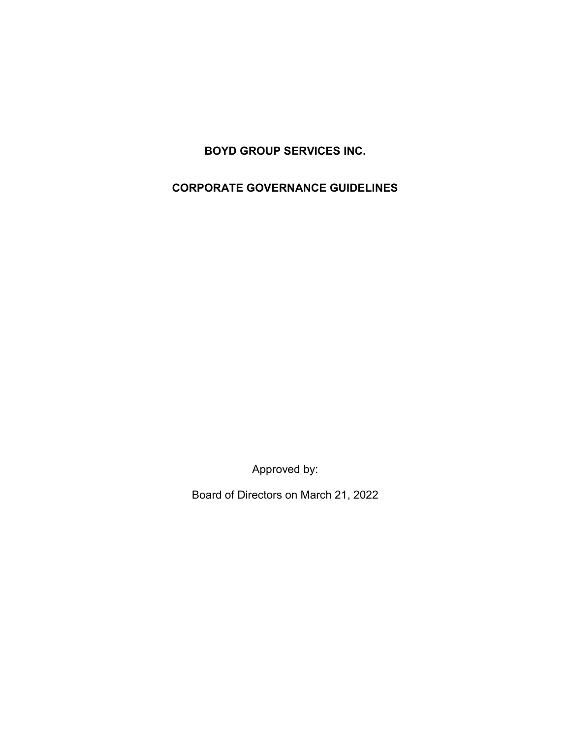# BOYD GROUP SERVICES INC.

# CORPORATE GOVERNANCE GUIDELINES

Approved by:

Board of Directors on March 21, 2022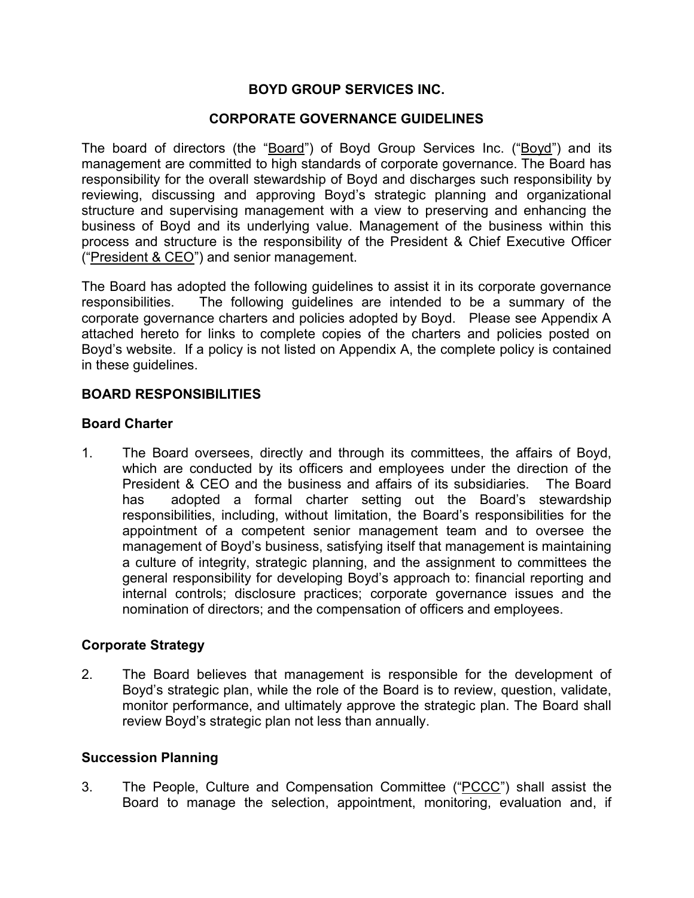# BOYD GROUP SERVICES INC.

## CORPORATE GOVERNANCE GUIDELINES

The board of directors (the "Board") of Boyd Group Services Inc. ("Boyd") and its management are committed to high standards of corporate governance. The Board has responsibility for the overall stewardship of Boyd and discharges such responsibility by reviewing, discussing and approving Boyd's strategic planning and organizational structure and supervising management with a view to preserving and enhancing the business of Boyd and its underlying value. Management of the business within this process and structure is the responsibility of the President & Chief Executive Officer ("President & CEO") and senior management.

The Board has adopted the following guidelines to assist it in its corporate governance responsibilities. The following guidelines are intended to be a summary of the corporate governance charters and policies adopted by Boyd. Please see Appendix A attached hereto for links to complete copies of the charters and policies posted on Boyd's website. If a policy is not listed on Appendix A, the complete policy is contained in these guidelines.

## BOARD RESPONSIBILITIES

### Board Charter

1. The Board oversees, directly and through its committees, the affairs of Boyd, which are conducted by its officers and employees under the direction of the President & CEO and the business and affairs of its subsidiaries. The Board has adopted a formal charter setting out the Board's stewardship responsibilities, including, without limitation, the Board's responsibilities for the appointment of a competent senior management team and to oversee the management of Boyd's business, satisfying itself that management is maintaining a culture of integrity, strategic planning, and the assignment to committees the general responsibility for developing Boyd's approach to: financial reporting and internal controls; disclosure practices; corporate governance issues and the nomination of directors; and the compensation of officers and employees.

### Corporate Strategy

2. The Board believes that management is responsible for the development of Boyd's strategic plan, while the role of the Board is to review, question, validate, monitor performance, and ultimately approve the strategic plan. The Board shall review Boyd's strategic plan not less than annually.

### Succession Planning

3. The People, Culture and Compensation Committee ("PCCC") shall assist the Board to manage the selection, appointment, monitoring, evaluation and, if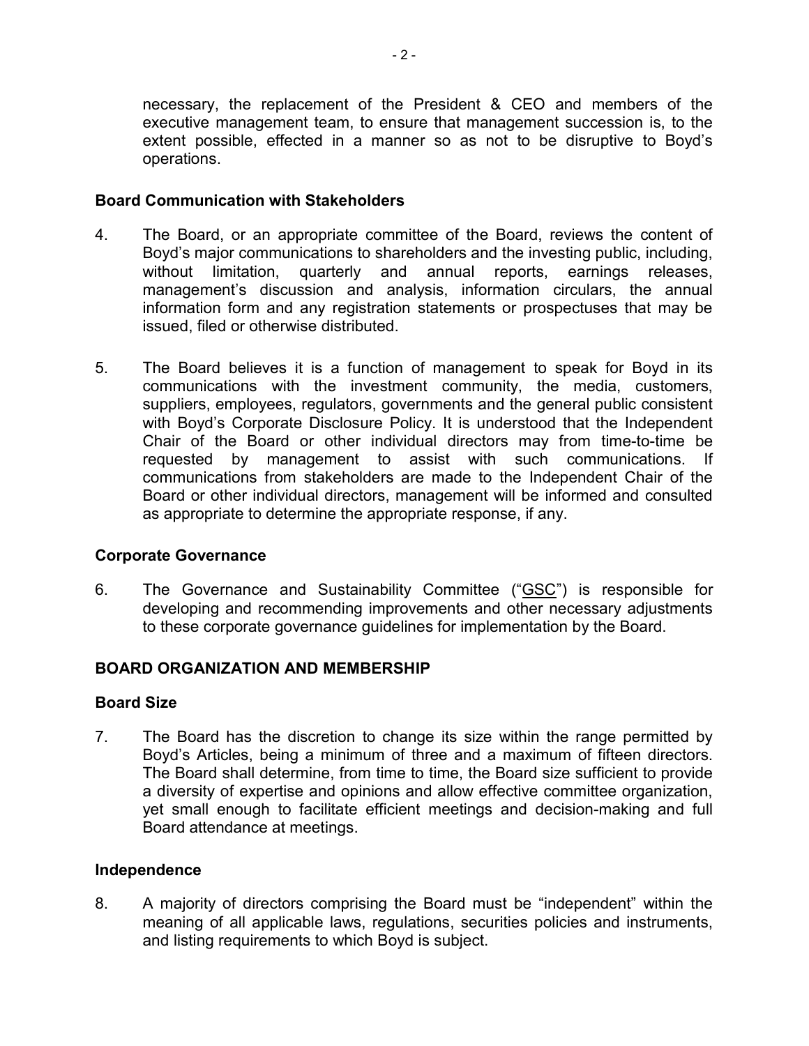necessary, the replacement of the President & CEO and members of the executive management team, to ensure that management succession is, to the extent possible, effected in a manner so as not to be disruptive to Boyd's operations.

### Board Communication with Stakeholders

4. The Board, or an appropriate committee of the Board, reviews the content of Boyd's major communications to shareholders and the investing public, including, without limitation, quarterly and annual reports, earnings releases, management's discussion and analysis, information circulars, the annual information form and any registration statements or prospectuses that may be issued, filed or otherwise distributed.

5. The Board believes it is a function of management to speak for Boyd in its communications with the investment community, the media, customers, suppliers, employees, regulators, governments and the general public consistent with Boyd's Corporate Disclosure Policy. It is understood that the Independent Chair of the Board or other individual directors may from time-to-time be requested by management to assist with such communications. If communications from stakeholders are made to the Independent Chair of the Board or other individual directors, management will be informed and consulted as appropriate to determine the appropriate response, if any.

### Corporate Governance

6. The Governance and Sustainability Committee ("GSC") is responsible for developing and recommending improvements and other necessary adjustments to these corporate governance guidelines for implementation by the Board.

## BOARD ORGANIZATION AND MEMBERSHIP

### Board Size

7. The Board has the discretion to change its size within the range permitted by Boyd's Articles, being a minimum of three and a maximum of fifteen directors. The Board shall determine, from time to time, the Board size sufficient to provide a diversity of expertise and opinions and allow effective committee organization, yet small enough to facilitate efficient meetings and decision-making and full Board attendance at meetings.

### Independence

8. A majority of directors comprising the Board must be "independent" within the meaning of all applicable laws, regulations, securities policies and instruments, and listing requirements to which Boyd is subject.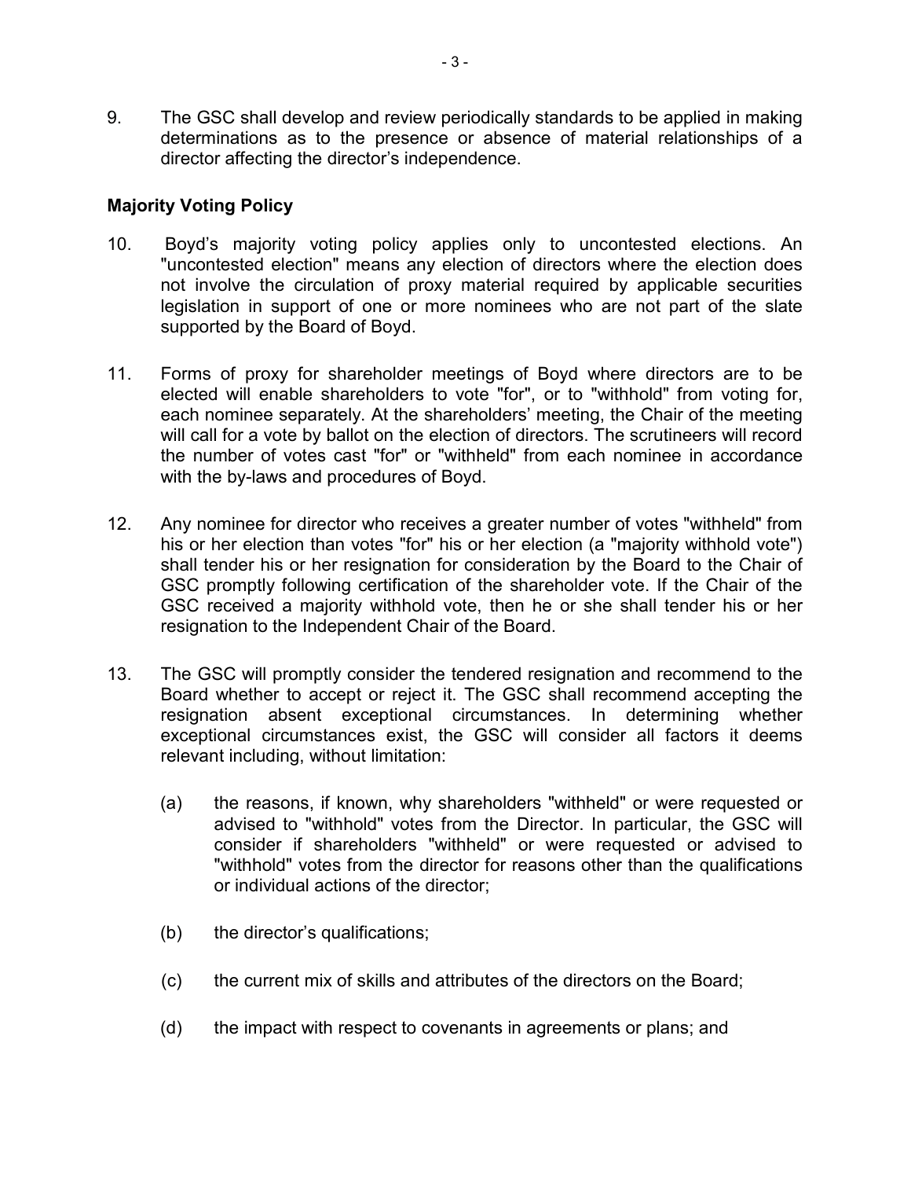9. The GSC shall develop and review periodically standards to be applied in making determinations as to the presence or absence of material relationships of a director affecting the director's independence.

**Majority Voting Policy**

10. Boyd's majority voting policy applies only to uncontested elections. An "uncontested election" means any election of directors where the election does not involve the circulation of proxy material required by applicable securities legislation in support of one or more nominees who are not part of the slate supported by the Board of Boyd.

11. Forms of proxy for shareholder meetings of Boyd where directors are to be elected will enable shareholders to vote "for", or to "withhold" from voting for, each nominee separately. At the shareholders' meeting, the Chair of the meeting will call for a vote by ballot on the election of directors. The scrutineers will record the number of votes cast "for" or "withheld" from each nominee in accordance with the by-laws and procedures of Boyd.

12. Any nominee for director who receives a greater number of votes "withheld" from his or her election than votes "for" his or her election (a "majority withhold vote") shall tender his or her resignation for consideration by the Board to the Chair of GSC promptly following certification of the shareholder vote. If the Chair of the GSC received a majority withhold vote, then he or she shall tender his or her resignation to the Independent Chair of the Board.

13. The GSC will promptly consider the tendered resignation and recommend to the Board whether to accept or reject it. The GSC shall recommend accepting the resignation absent exceptional circumstances. In determining whether exceptional circumstances exist, the GSC will consider all factors it deems relevant including, without limitation:

    (a) the reasons, if known, why shareholders "withheld" or were requested or advised to "withhold" votes from the Director. In particular, the GSC will consider if shareholders "withheld" or were requested or advised to "withhold" votes from the director for reasons other than the qualifications or individual actions of the director;

    (b) the director's qualifications;

    (c) the current mix of skills and attributes of the directors on the Board;

    (d) the impact with respect to covenants in agreements or plans; and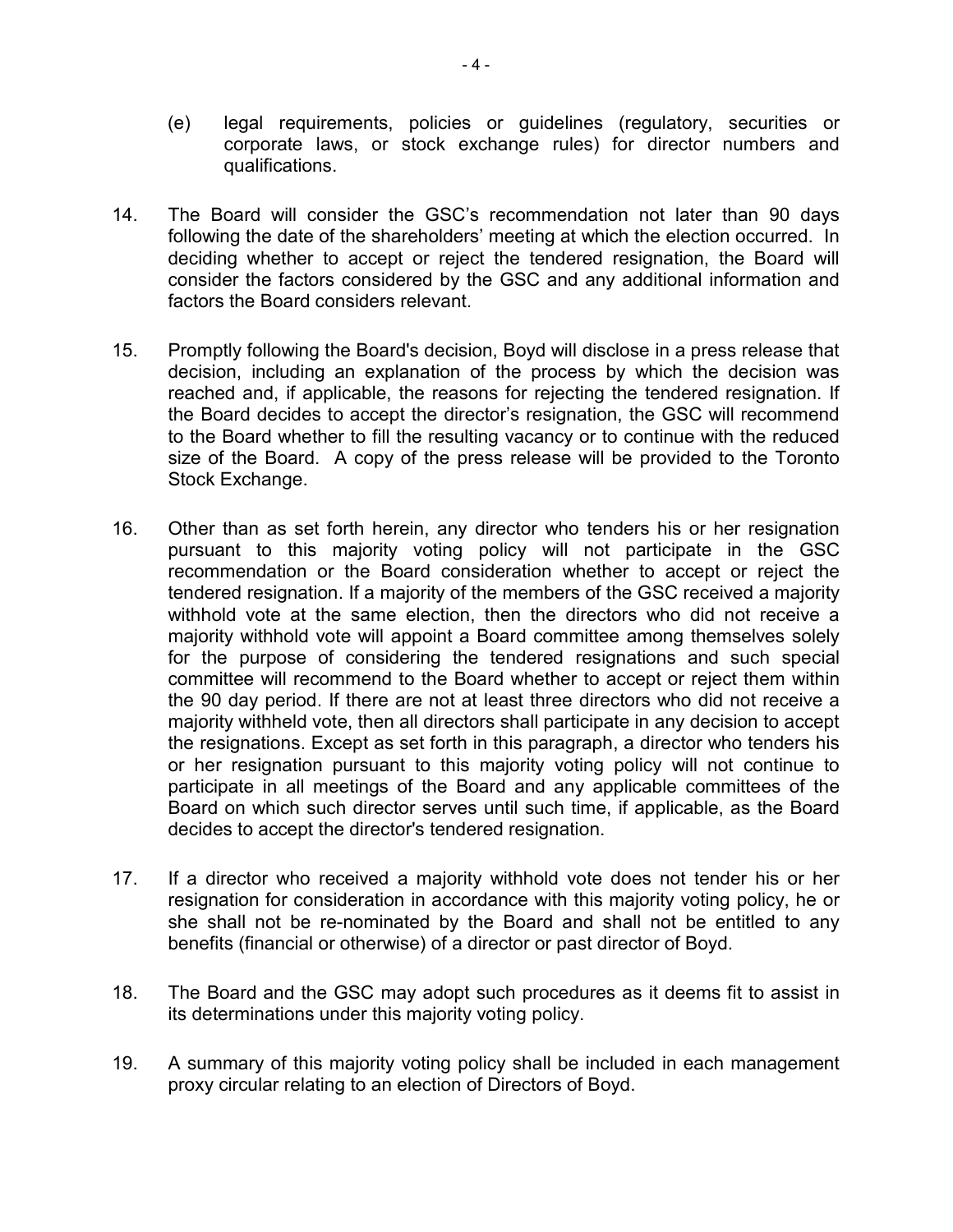(e) legal requirements, policies or guidelines (regulatory, securities or corporate laws, or stock exchange rules) for director numbers and qualifications.

14. The Board will consider the GSC's recommendation not later than 90 days following the date of the shareholders' meeting at which the election occurred. In deciding whether to accept or reject the tendered resignation, the Board will consider the factors considered by the GSC and any additional information and factors the Board considers relevant.

15. Promptly following the Board's decision, Boyd will disclose in a press release that decision, including an explanation of the process by which the decision was reached and, if applicable, the reasons for rejecting the tendered resignation. If the Board decides to accept the director's resignation, the GSC will recommend to the Board whether to fill the resulting vacancy or to continue with the reduced size of the Board. A copy of the press release will be provided to the Toronto Stock Exchange.

16. Other than as set forth herein, any director who tenders his or her resignation pursuant to this majority voting policy will not participate in the GSC recommendation or the Board consideration whether to accept or reject the tendered resignation. If a majority of the members of the GSC received a majority withhold vote at the same election, then the directors who did not receive a majority withhold vote will appoint a Board committee among themselves solely for the purpose of considering the tendered resignations and such special committee will recommend to the Board whether to accept or reject them within the 90 day period. If there are not at least three directors who did not receive a majority withheld vote, then all directors shall participate in any decision to accept the resignations. Except as set forth in this paragraph, a director who tenders his or her resignation pursuant to this majority voting policy will not continue to participate in all meetings of the Board and any applicable committees of the Board on which such director serves until such time, if applicable, as the Board decides to accept the director's tendered resignation.

17. If a director who received a majority withhold vote does not tender his or her resignation for consideration in accordance with this majority voting policy, he or she shall not be re-nominated by the Board and shall not be entitled to any benefits (financial or otherwise) of a director or past director of Boyd.

18. The Board and the GSC may adopt such procedures as it deems fit to assist in its determinations under this majority voting policy.

19. A summary of this majority voting policy shall be included in each management proxy circular relating to an election of Directors of Boyd.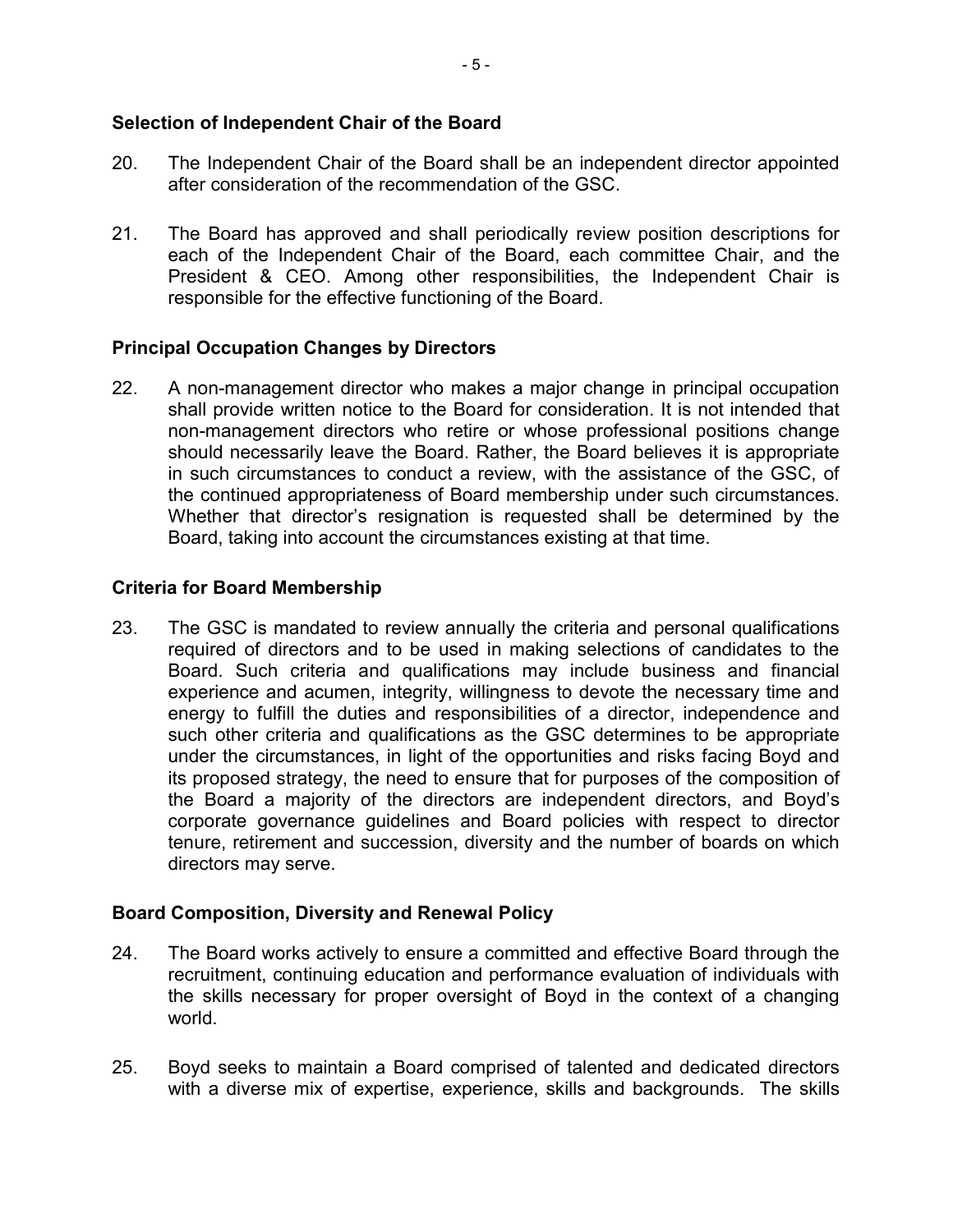## Selection of Independent Chair of the Board

20. The Independent Chair of the Board shall be an independent director appointed after consideration of the recommendation of the GSC.

21. The Board has approved and shall periodically review position descriptions for each of the Independent Chair of the Board, each committee Chair, and the President & CEO. Among other responsibilities, the Independent Chair is responsible for the effective functioning of the Board.

## Principal Occupation Changes by Directors

22. A non-management director who makes a major change in principal occupation shall provide written notice to the Board for consideration. It is not intended that non-management directors who retire or whose professional positions change should necessarily leave the Board. Rather, the Board believes it is appropriate in such circumstances to conduct a review, with the assistance of the GSC, of the continued appropriateness of Board membership under such circumstances. Whether that director's resignation is requested shall be determined by the Board, taking into account the circumstances existing at that time.

## Criteria for Board Membership

23. The GSC is mandated to review annually the criteria and personal qualifications required of directors and to be used in making selections of candidates to the Board. Such criteria and qualifications may include business and financial experience and acumen, integrity, willingness to devote the necessary time and energy to fulfill the duties and responsibilities of a director, independence and such other criteria and qualifications as the GSC determines to be appropriate under the circumstances, in light of the opportunities and risks facing Boyd and its proposed strategy, the need to ensure that for purposes of the composition of the Board a majority of the directors are independent directors, and Boyd's corporate governance guidelines and Board policies with respect to director tenure, retirement and succession, diversity and the number of boards on which directors may serve.

## Board Composition, Diversity and Renewal Policy

24. The Board works actively to ensure a committed and effective Board through the recruitment, continuing education and performance evaluation of individuals with the skills necessary for proper oversight of Boyd in the context of a changing world.

25. Boyd seeks to maintain a Board comprised of talented and dedicated directors with a diverse mix of expertise, experience, skills and backgrounds. The skills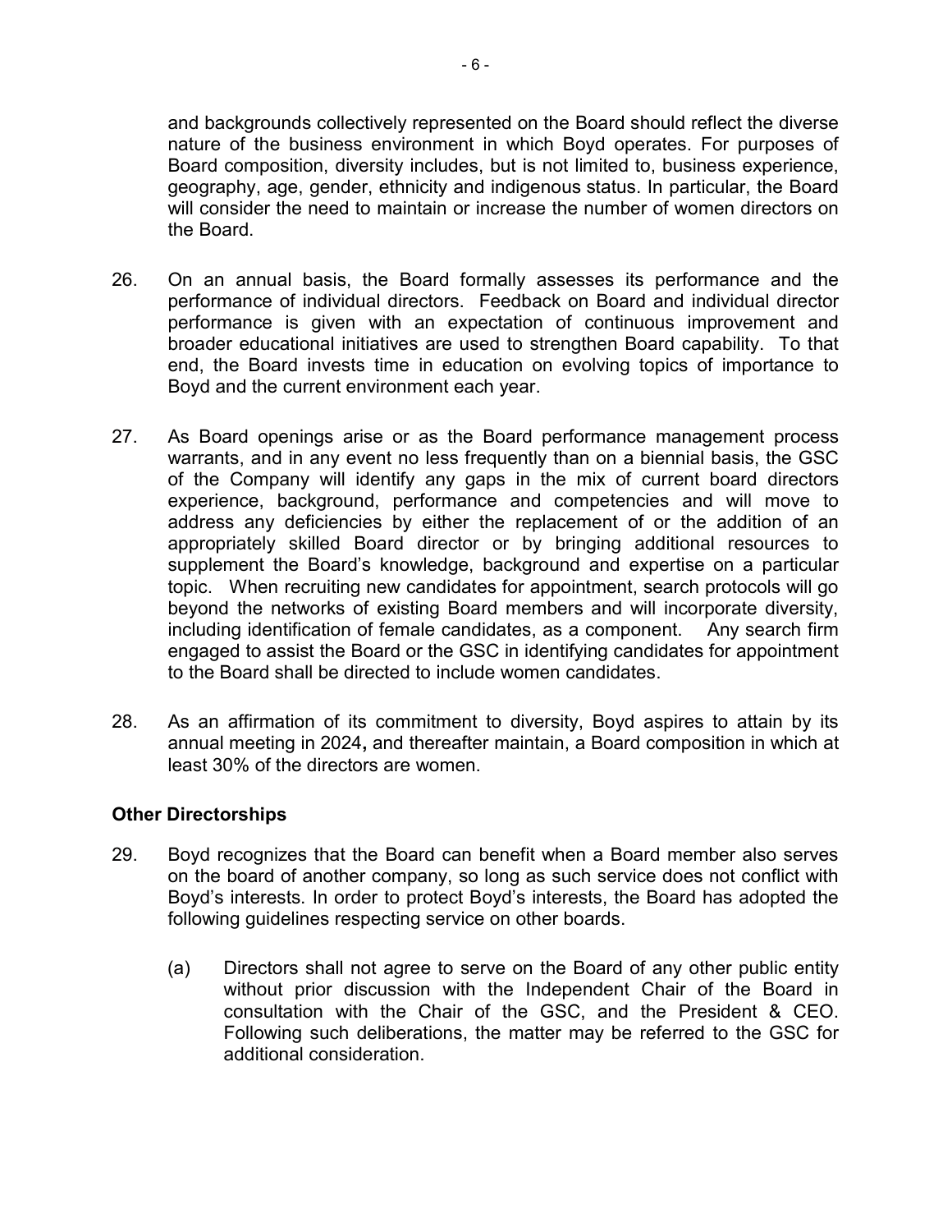and backgrounds collectively represented on the Board should reflect the diverse nature of the business environment in which Boyd operates. For purposes of Board composition, diversity includes, but is not limited to, business experience, geography, age, gender, ethnicity and indigenous status. In particular, the Board will consider the need to maintain or increase the number of women directors on the Board.

26. On an annual basis, the Board formally assesses its performance and the performance of individual directors. Feedback on Board and individual director performance is given with an expectation of continuous improvement and broader educational initiatives are used to strengthen Board capability. To that end, the Board invests time in education on evolving topics of importance to Boyd and the current environment each year.

27. As Board openings arise or as the Board performance management process warrants, and in any event no less frequently than on a biennial basis, the GSC of the Company will identify any gaps in the mix of current board directors experience, background, performance and competencies and will move to address any deficiencies by either the replacement of or the addition of an appropriately skilled Board director or by bringing additional resources to supplement the Board's knowledge, background and expertise on a particular topic. When recruiting new candidates for appointment, search protocols will go beyond the networks of existing Board members and will incorporate diversity, including identification of female candidates, as a component. Any search firm engaged to assist the Board or the GSC in identifying candidates for appointment to the Board shall be directed to include women candidates.

28. As an affirmation of its commitment to diversity, Boyd aspires to attain by its annual meeting in 2024**,** and thereafter maintain, a Board composition in which at least 30% of the directors are women.

**Other Directorships**

29. Boyd recognizes that the Board can benefit when a Board member also serves on the board of another company, so long as such service does not conflict with Boyd's interests. In order to protect Boyd's interests, the Board has adopted the following guidelines respecting service on other boards.

    (a) Directors shall not agree to serve on the Board of any other public entity without prior discussion with the Independent Chair of the Board in consultation with the Chair of the GSC, and the President & CEO. Following such deliberations, the matter may be referred to the GSC for additional consideration.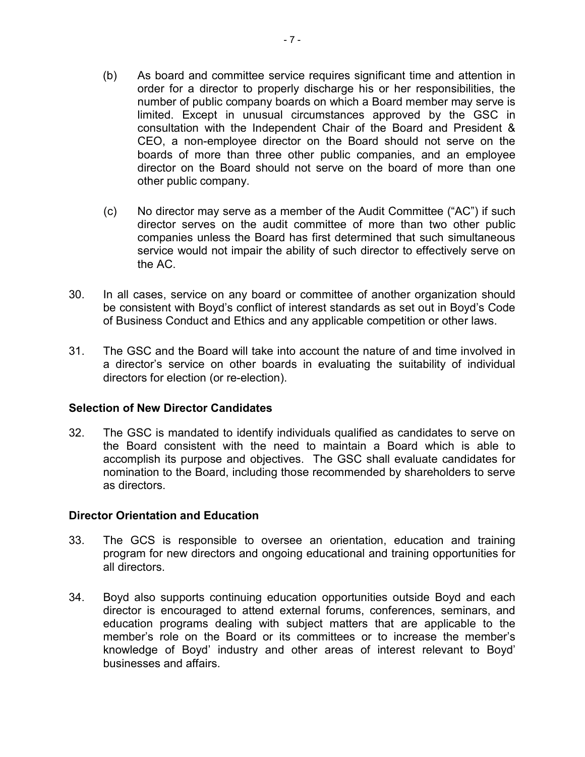(b) As board and committee service requires significant time and attention in order for a director to properly discharge his or her responsibilities, the number of public company boards on which a Board member may serve is limited. Except in unusual circumstances approved by the GSC in consultation with the Independent Chair of the Board and President & CEO, a non-employee director on the Board should not serve on the boards of more than three other public companies, and an employee director on the Board should not serve on the board of more than one other public company.

(c) No director may serve as a member of the Audit Committee ("AC") if such director serves on the audit committee of more than two other public companies unless the Board has first determined that such simultaneous service would not impair the ability of such director to effectively serve on the AC.

30. In all cases, service on any board or committee of another organization should be consistent with Boyd's conflict of interest standards as set out in Boyd's Code of Business Conduct and Ethics and any applicable competition or other laws.

31. The GSC and the Board will take into account the nature of and time involved in a director's service on other boards in evaluating the suitability of individual directors for election (or re-election).

**Selection of New Director Candidates**

32. The GSC is mandated to identify individuals qualified as candidates to serve on the Board consistent with the need to maintain a Board which is able to accomplish its purpose and objectives. The GSC shall evaluate candidates for nomination to the Board, including those recommended by shareholders to serve as directors.

**Director Orientation and Education**

33. The GCS is responsible to oversee an orientation, education and training program for new directors and ongoing educational and training opportunities for all directors.

34. Boyd also supports continuing education opportunities outside Boyd and each director is encouraged to attend external forums, conferences, seminars, and education programs dealing with subject matters that are applicable to the member's role on the Board or its committees or to increase the member's knowledge of Boyd' industry and other areas of interest relevant to Boyd' businesses and affairs.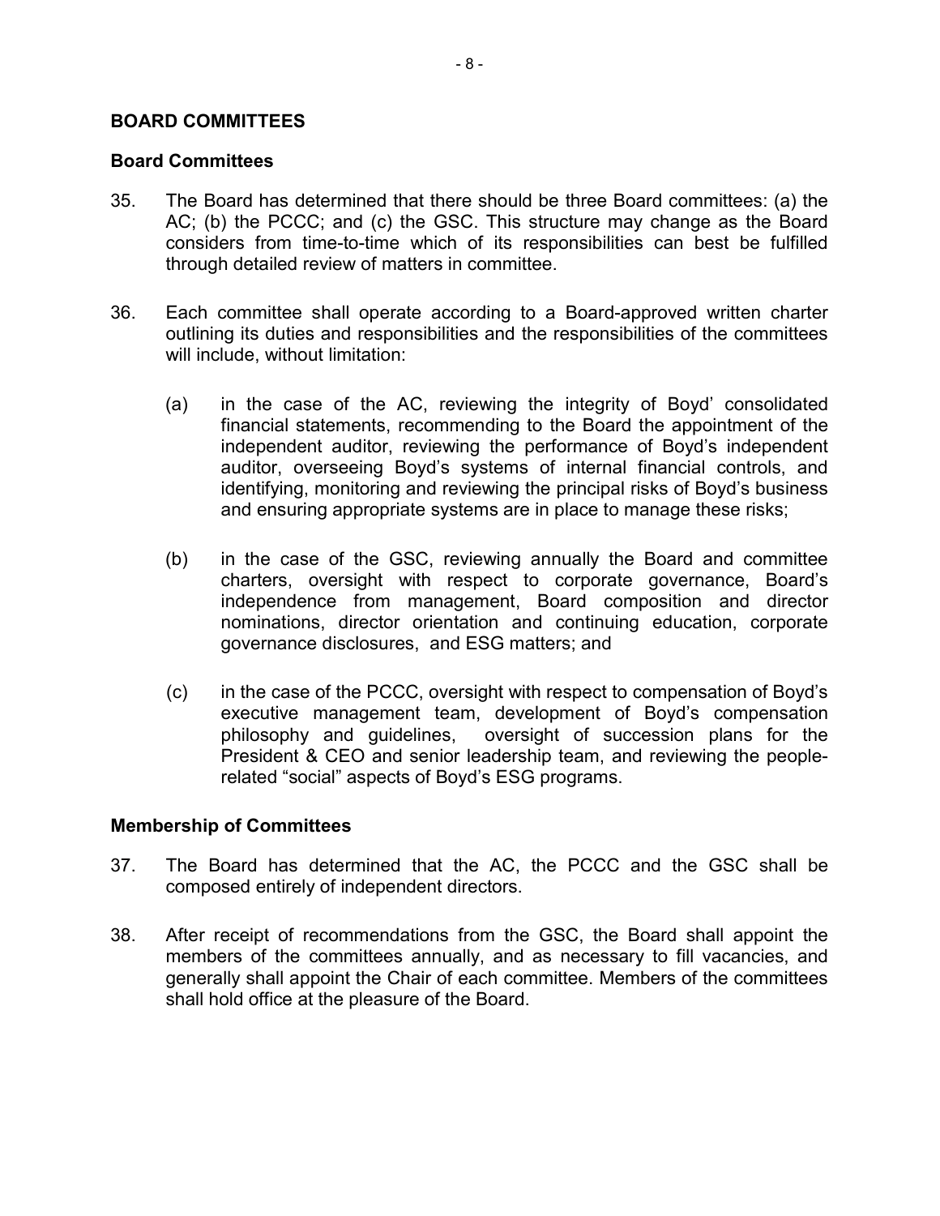## BOARD COMMITTEES

### Board Committees

35. The Board has determined that there should be three Board committees: (a) the AC; (b) the PCCC; and (c) the GSC. This structure may change as the Board considers from time-to-time which of its responsibilities can best be fulfilled through detailed review of matters in committee.

36. Each committee shall operate according to a Board-approved written charter outlining its duties and responsibilities and the responsibilities of the committees will include, without limitation:

    (a) in the case of the AC, reviewing the integrity of Boyd' consolidated financial statements, recommending to the Board the appointment of the independent auditor, reviewing the performance of Boyd's independent auditor, overseeing Boyd's systems of internal financial controls, and identifying, monitoring and reviewing the principal risks of Boyd's business and ensuring appropriate systems are in place to manage these risks;

    (b) in the case of the GSC, reviewing annually the Board and committee charters, oversight with respect to corporate governance, Board's independence from management, Board composition and director nominations, director orientation and continuing education, corporate governance disclosures, and ESG matters; and

    (c) in the case of the PCCC, oversight with respect to compensation of Boyd's executive management team, development of Boyd's compensation philosophy and guidelines, oversight of succession plans for the President & CEO and senior leadership team, and reviewing the people-related "social" aspects of Boyd's ESG programs.

### Membership of Committees

37. The Board has determined that the AC, the PCCC and the GSC shall be composed entirely of independent directors.

38. After receipt of recommendations from the GSC, the Board shall appoint the members of the committees annually, and as necessary to fill vacancies, and generally shall appoint the Chair of each committee. Members of the committees shall hold office at the pleasure of the Board.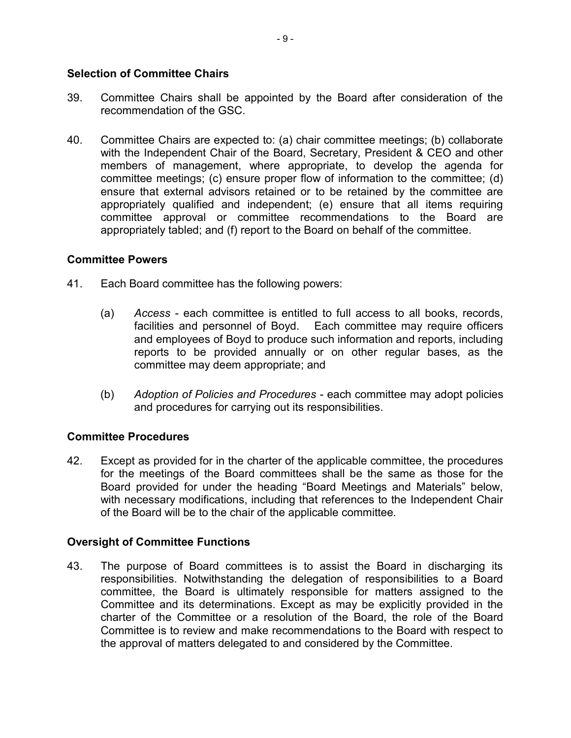## Selection of Committee Chairs

39. Committee Chairs shall be appointed by the Board after consideration of the recommendation of the GSC.

40. Committee Chairs are expected to: (a) chair committee meetings; (b) collaborate with the Independent Chair of the Board, Secretary, President & CEO and other members of management, where appropriate, to develop the agenda for committee meetings; (c) ensure proper flow of information to the committee; (d) ensure that external advisors retained or to be retained by the committee are appropriately qualified and independent; (e) ensure that all items requiring committee approval or committee recommendations to the Board are appropriately tabled; and (f) report to the Board on behalf of the committee.

## Committee Powers

41. Each Board committee has the following powers:

    (a) *Access* - each committee is entitled to full access to all books, records, facilities and personnel of Boyd. Each committee may require officers and employees of Boyd to produce such information and reports, including reports to be provided annually or on other regular bases, as the committee may deem appropriate; and

    (b) *Adoption of Policies and Procedures* - each committee may adopt policies and procedures for carrying out its responsibilities.

## Committee Procedures

42. Except as provided for in the charter of the applicable committee, the procedures for the meetings of the Board committees shall be the same as those for the Board provided for under the heading "Board Meetings and Materials" below, with necessary modifications, including that references to the Independent Chair of the Board will be to the chair of the applicable committee.

## Oversight of Committee Functions

43. The purpose of Board committees is to assist the Board in discharging its responsibilities. Notwithstanding the delegation of responsibilities to a Board committee, the Board is ultimately responsible for matters assigned to the Committee and its determinations. Except as may be explicitly provided in the charter of the Committee or a resolution of the Board, the role of the Board Committee is to review and make recommendations to the Board with respect to the approval of matters delegated to and considered by the Committee.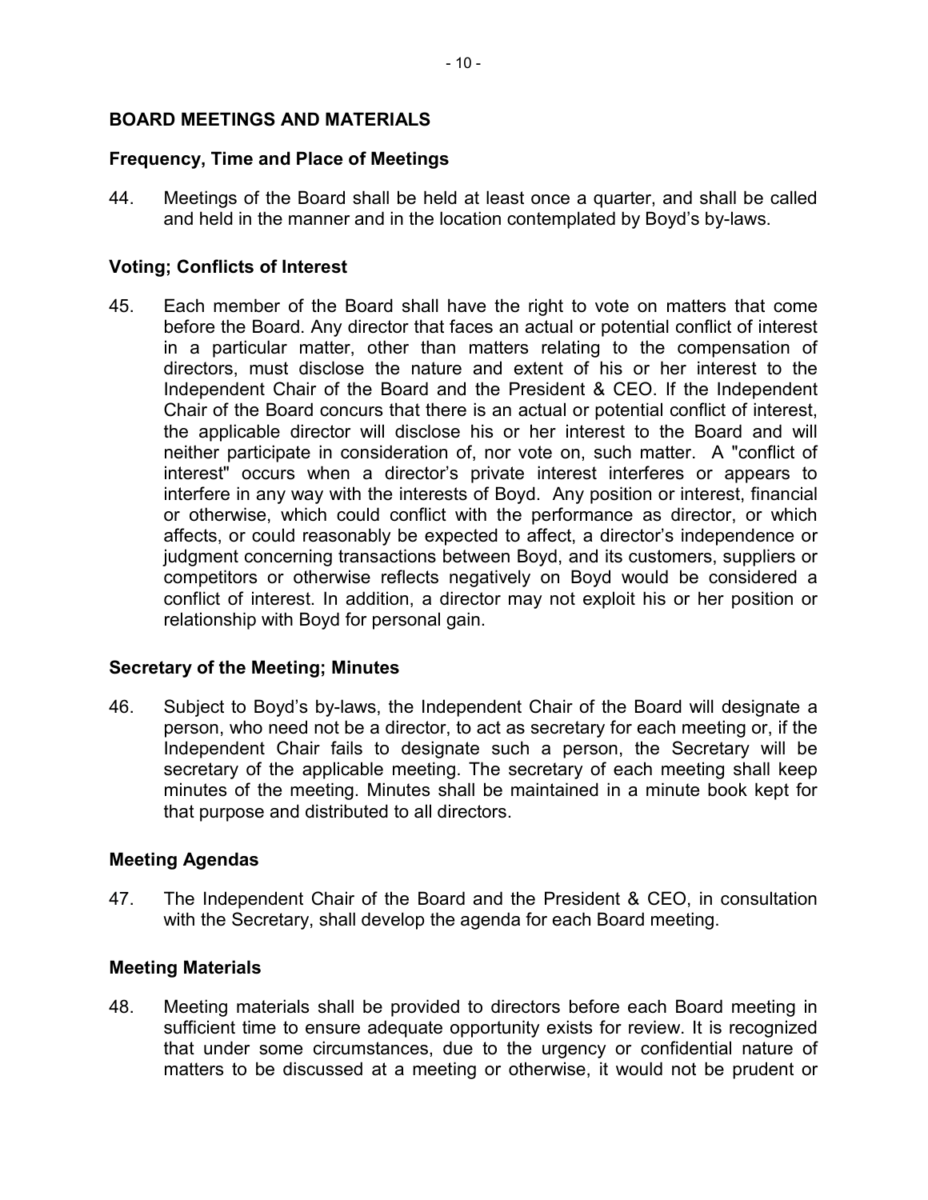## BOARD MEETINGS AND MATERIALS

### Frequency, Time and Place of Meetings

44. Meetings of the Board shall be held at least once a quarter, and shall be called and held in the manner and in the location contemplated by Boyd's by-laws.

### Voting; Conflicts of Interest

45. Each member of the Board shall have the right to vote on matters that come before the Board. Any director that faces an actual or potential conflict of interest in a particular matter, other than matters relating to the compensation of directors, must disclose the nature and extent of his or her interest to the Independent Chair of the Board and the President & CEO. If the Independent Chair of the Board concurs that there is an actual or potential conflict of interest, the applicable director will disclose his or her interest to the Board and will neither participate in consideration of, nor vote on, such matter. A "conflict of interest" occurs when a director's private interest interferes or appears to interfere in any way with the interests of Boyd. Any position or interest, financial or otherwise, which could conflict with the performance as director, or which affects, or could reasonably be expected to affect, a director's independence or judgment concerning transactions between Boyd, and its customers, suppliers or competitors or otherwise reflects negatively on Boyd would be considered a conflict of interest. In addition, a director may not exploit his or her position or relationship with Boyd for personal gain.

### Secretary of the Meeting; Minutes

46. Subject to Boyd's by-laws, the Independent Chair of the Board will designate a person, who need not be a director, to act as secretary for each meeting or, if the Independent Chair fails to designate such a person, the Secretary will be secretary of the applicable meeting. The secretary of each meeting shall keep minutes of the meeting. Minutes shall be maintained in a minute book kept for that purpose and distributed to all directors.

### Meeting Agendas

47. The Independent Chair of the Board and the President & CEO, in consultation with the Secretary, shall develop the agenda for each Board meeting.

### Meeting Materials

48. Meeting materials shall be provided to directors before each Board meeting in sufficient time to ensure adequate opportunity exists for review. It is recognized that under some circumstances, due to the urgency or confidential nature of matters to be discussed at a meeting or otherwise, it would not be prudent or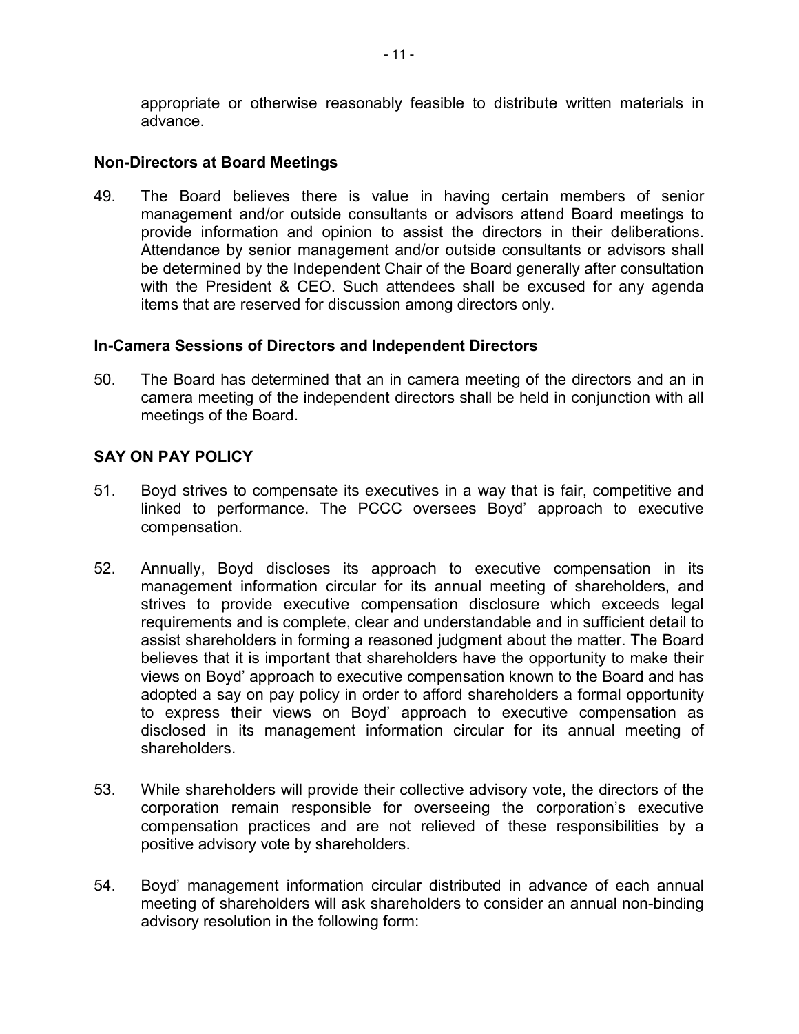appropriate or otherwise reasonably feasible to distribute written materials in advance.

### Non-Directors at Board Meetings

49. The Board believes there is value in having certain members of senior management and/or outside consultants or advisors attend Board meetings to provide information and opinion to assist the directors in their deliberations. Attendance by senior management and/or outside consultants or advisors shall be determined by the Independent Chair of the Board generally after consultation with the President & CEO. Such attendees shall be excused for any agenda items that are reserved for discussion among directors only.

### In-Camera Sessions of Directors and Independent Directors

50. The Board has determined that an in camera meeting of the directors and an in camera meeting of the independent directors shall be held in conjunction with all meetings of the Board.

## SAY ON PAY POLICY

51. Boyd strives to compensate its executives in a way that is fair, competitive and linked to performance. The PCCC oversees Boyd' approach to executive compensation.

52. Annually, Boyd discloses its approach to executive compensation in its management information circular for its annual meeting of shareholders, and strives to provide executive compensation disclosure which exceeds legal requirements and is complete, clear and understandable and in sufficient detail to assist shareholders in forming a reasoned judgment about the matter. The Board believes that it is important that shareholders have the opportunity to make their views on Boyd' approach to executive compensation known to the Board and has adopted a say on pay policy in order to afford shareholders a formal opportunity to express their views on Boyd' approach to executive compensation as disclosed in its management information circular for its annual meeting of shareholders.

53. While shareholders will provide their collective advisory vote, the directors of the corporation remain responsible for overseeing the corporation's executive compensation practices and are not relieved of these responsibilities by a positive advisory vote by shareholders.

54. Boyd' management information circular distributed in advance of each annual meeting of shareholders will ask shareholders to consider an annual non-binding advisory resolution in the following form: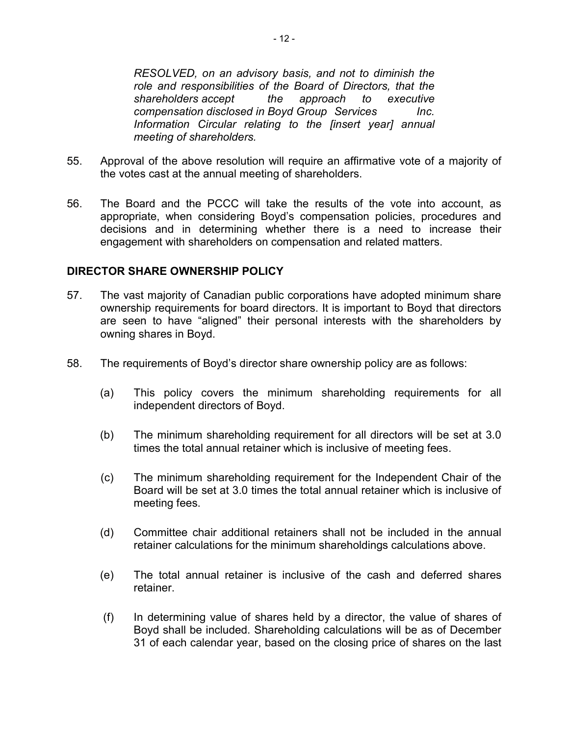*RESOLVED, on an advisory basis, and not to diminish the role and responsibilities of the Board of Directors, that the shareholders accept the approach to executive compensation disclosed in Boyd Group Services Inc. Information Circular relating to the [insert year] annual meeting of shareholders.*

55. Approval of the above resolution will require an affirmative vote of a majority of the votes cast at the annual meeting of shareholders.

56. The Board and the PCCC will take the results of the vote into account, as appropriate, when considering Boyd's compensation policies, procedures and decisions and in determining whether there is a need to increase their engagement with shareholders on compensation and related matters.

## DIRECTOR SHARE OWNERSHIP POLICY

57. The vast majority of Canadian public corporations have adopted minimum share ownership requirements for board directors. It is important to Boyd that directors are seen to have "aligned" their personal interests with the shareholders by owning shares in Boyd.

58. The requirements of Boyd's director share ownership policy are as follows:

    (a) This policy covers the minimum shareholding requirements for all independent directors of Boyd.

    (b) The minimum shareholding requirement for all directors will be set at 3.0 times the total annual retainer which is inclusive of meeting fees.

    (c) The minimum shareholding requirement for the Independent Chair of the Board will be set at 3.0 times the total annual retainer which is inclusive of meeting fees.

    (d) Committee chair additional retainers shall not be included in the annual retainer calculations for the minimum shareholdings calculations above.

    (e) The total annual retainer is inclusive of the cash and deferred shares retainer.

    (f) In determining value of shares held by a director, the value of shares of Boyd shall be included. Shareholding calculations will be as of December 31 of each calendar year, based on the closing price of shares on the last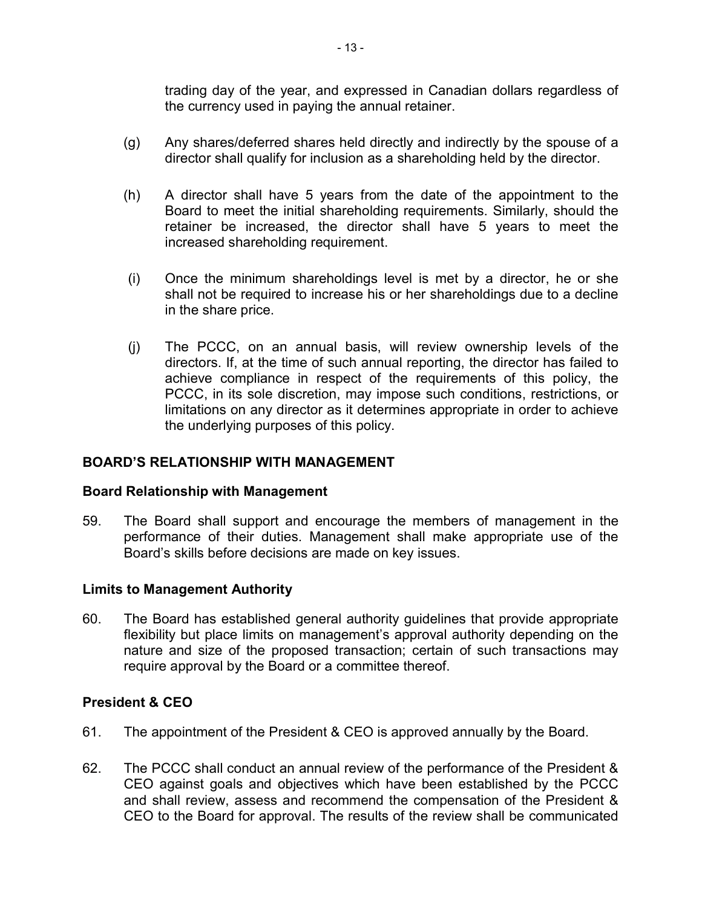trading day of the year, and expressed in Canadian dollars regardless of the currency used in paying the annual retainer.

(g) Any shares/deferred shares held directly and indirectly by the spouse of a director shall qualify for inclusion as a shareholding held by the director.

(h) A director shall have 5 years from the date of the appointment to the Board to meet the initial shareholding requirements. Similarly, should the retainer be increased, the director shall have 5 years to meet the increased shareholding requirement.

(i) Once the minimum shareholdings level is met by a director, he or she shall not be required to increase his or her shareholdings due to a decline in the share price.

(j) The PCCC, on an annual basis, will review ownership levels of the directors. If, at the time of such annual reporting, the director has failed to achieve compliance in respect of the requirements of this policy, the PCCC, in its sole discretion, may impose such conditions, restrictions, or limitations on any director as it determines appropriate in order to achieve the underlying purposes of this policy.

## BOARD'S RELATIONSHIP WITH MANAGEMENT

### Board Relationship with Management

59. The Board shall support and encourage the members of management in the performance of their duties. Management shall make appropriate use of the Board's skills before decisions are made on key issues.

### Limits to Management Authority

60. The Board has established general authority guidelines that provide appropriate flexibility but place limits on management's approval authority depending on the nature and size of the proposed transaction; certain of such transactions may require approval by the Board or a committee thereof.

### President & CEO

61. The appointment of the President & CEO is approved annually by the Board.

62. The PCCC shall conduct an annual review of the performance of the President & CEO against goals and objectives which have been established by the PCCC and shall review, assess and recommend the compensation of the President & CEO to the Board for approval. The results of the review shall be communicated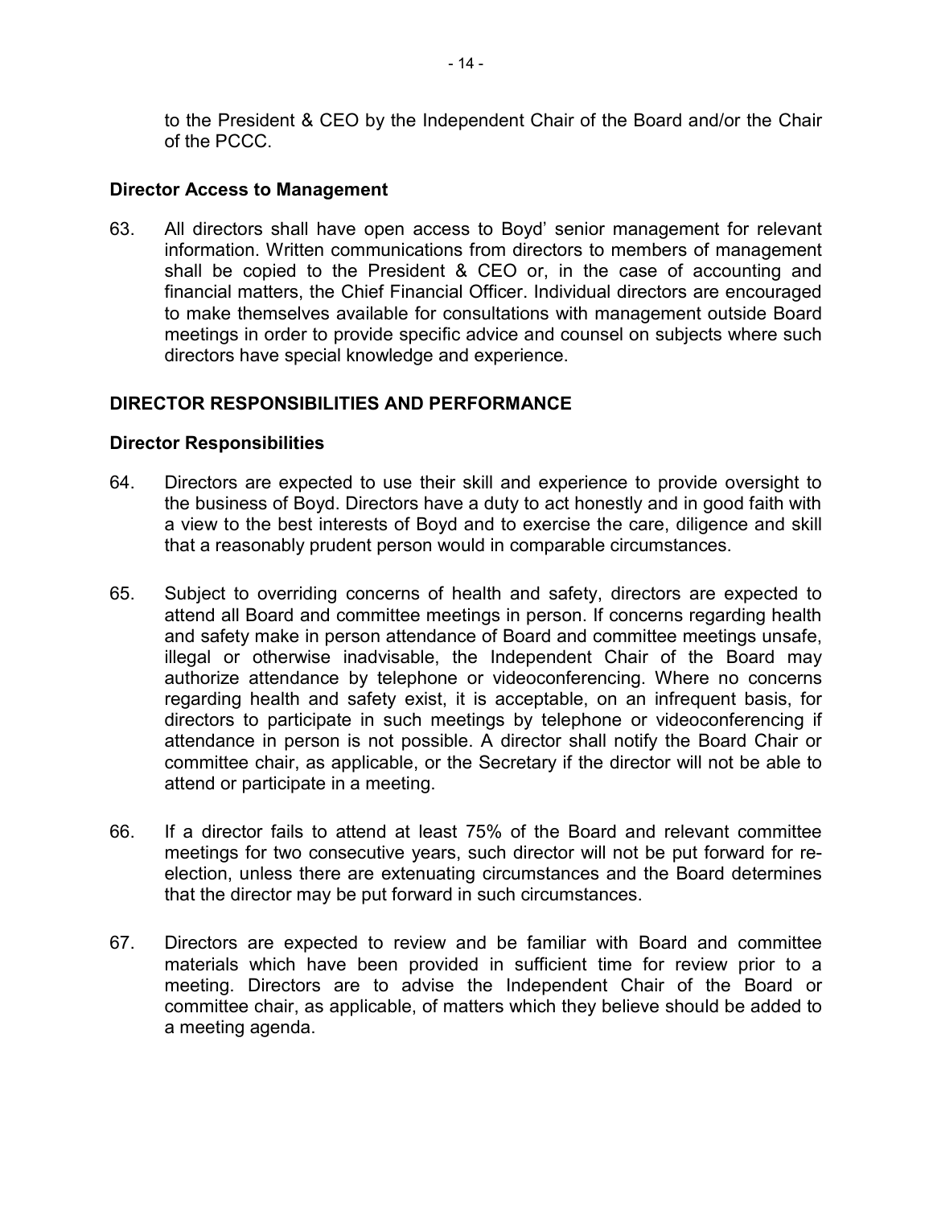to the President & CEO by the Independent Chair of the Board and/or the Chair of the PCCC.

### Director Access to Management

63. All directors shall have open access to Boyd' senior management for relevant information. Written communications from directors to members of management shall be copied to the President & CEO or, in the case of accounting and financial matters, the Chief Financial Officer. Individual directors are encouraged to make themselves available for consultations with management outside Board meetings in order to provide specific advice and counsel on subjects where such directors have special knowledge and experience.

## DIRECTOR RESPONSIBILITIES AND PERFORMANCE

### Director Responsibilities

64. Directors are expected to use their skill and experience to provide oversight to the business of Boyd. Directors have a duty to act honestly and in good faith with a view to the best interests of Boyd and to exercise the care, diligence and skill that a reasonably prudent person would in comparable circumstances.

65. Subject to overriding concerns of health and safety, directors are expected to attend all Board and committee meetings in person. If concerns regarding health and safety make in person attendance of Board and committee meetings unsafe, illegal or otherwise inadvisable, the Independent Chair of the Board may authorize attendance by telephone or videoconferencing. Where no concerns regarding health and safety exist, it is acceptable, on an infrequent basis, for directors to participate in such meetings by telephone or videoconferencing if attendance in person is not possible. A director shall notify the Board Chair or committee chair, as applicable, or the Secretary if the director will not be able to attend or participate in a meeting.

66. If a director fails to attend at least 75% of the Board and relevant committee meetings for two consecutive years, such director will not be put forward for re-election, unless there are extenuating circumstances and the Board determines that the director may be put forward in such circumstances.

67. Directors are expected to review and be familiar with Board and committee materials which have been provided in sufficient time for review prior to a meeting. Directors are to advise the Independent Chair of the Board or committee chair, as applicable, of matters which they believe should be added to a meeting agenda.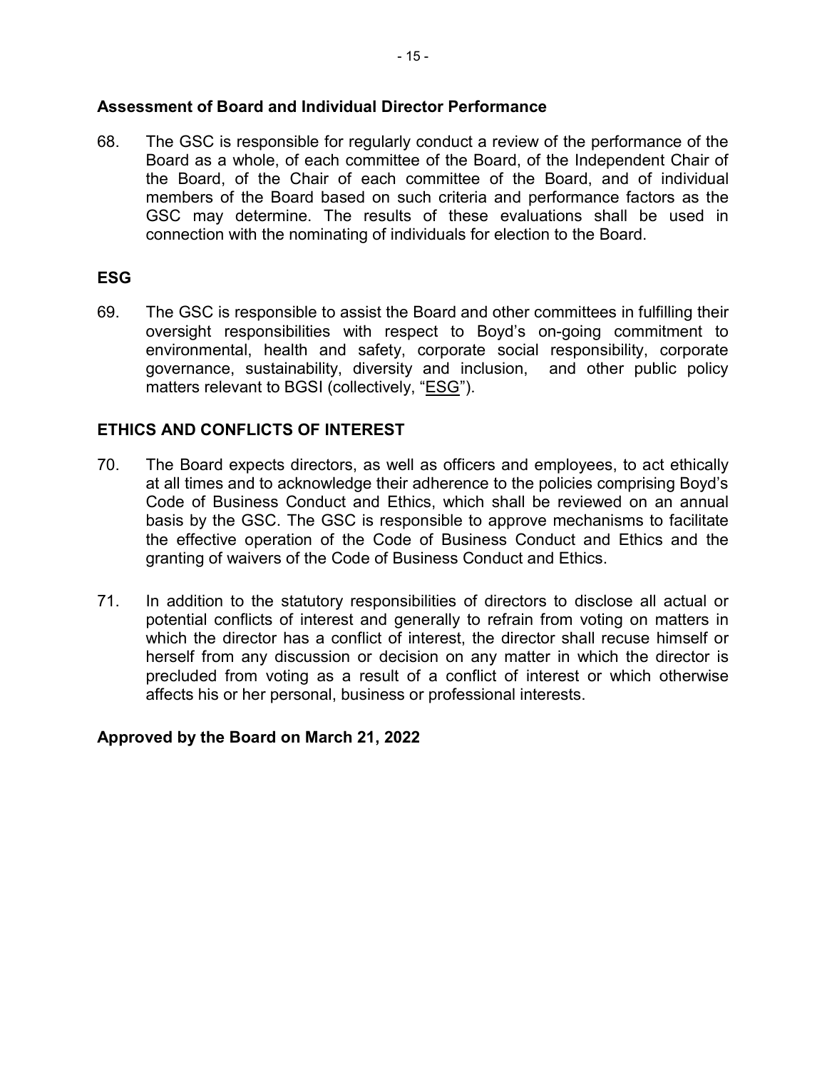### Assessment of Board and Individual Director Performance

68. The GSC is responsible for regularly conduct a review of the performance of the Board as a whole, of each committee of the Board, of the Independent Chair of the Board, of the Chair of each committee of the Board, and of individual members of the Board based on such criteria and performance factors as the GSC may determine. The results of these evaluations shall be used in connection with the nominating of individuals for election to the Board.

### ESG

69. The GSC is responsible to assist the Board and other committees in fulfilling their oversight responsibilities with respect to Boyd's on-going commitment to environmental, health and safety, corporate social responsibility, corporate governance, sustainability, diversity and inclusion, and other public policy matters relevant to BGSI (collectively, "ESG").

## ETHICS AND CONFLICTS OF INTEREST

70. The Board expects directors, as well as officers and employees, to act ethically at all times and to acknowledge their adherence to the policies comprising Boyd's Code of Business Conduct and Ethics, which shall be reviewed on an annual basis by the GSC. The GSC is responsible to approve mechanisms to facilitate the effective operation of the Code of Business Conduct and Ethics and the granting of waivers of the Code of Business Conduct and Ethics.

71. In addition to the statutory responsibilities of directors to disclose all actual or potential conflicts of interest and generally to refrain from voting on matters in which the director has a conflict of interest, the director shall recuse himself or herself from any discussion or decision on any matter in which the director is precluded from voting as a result of a conflict of interest or which otherwise affects his or her personal, business or professional interests.

**Approved by the Board on March 21, 2022**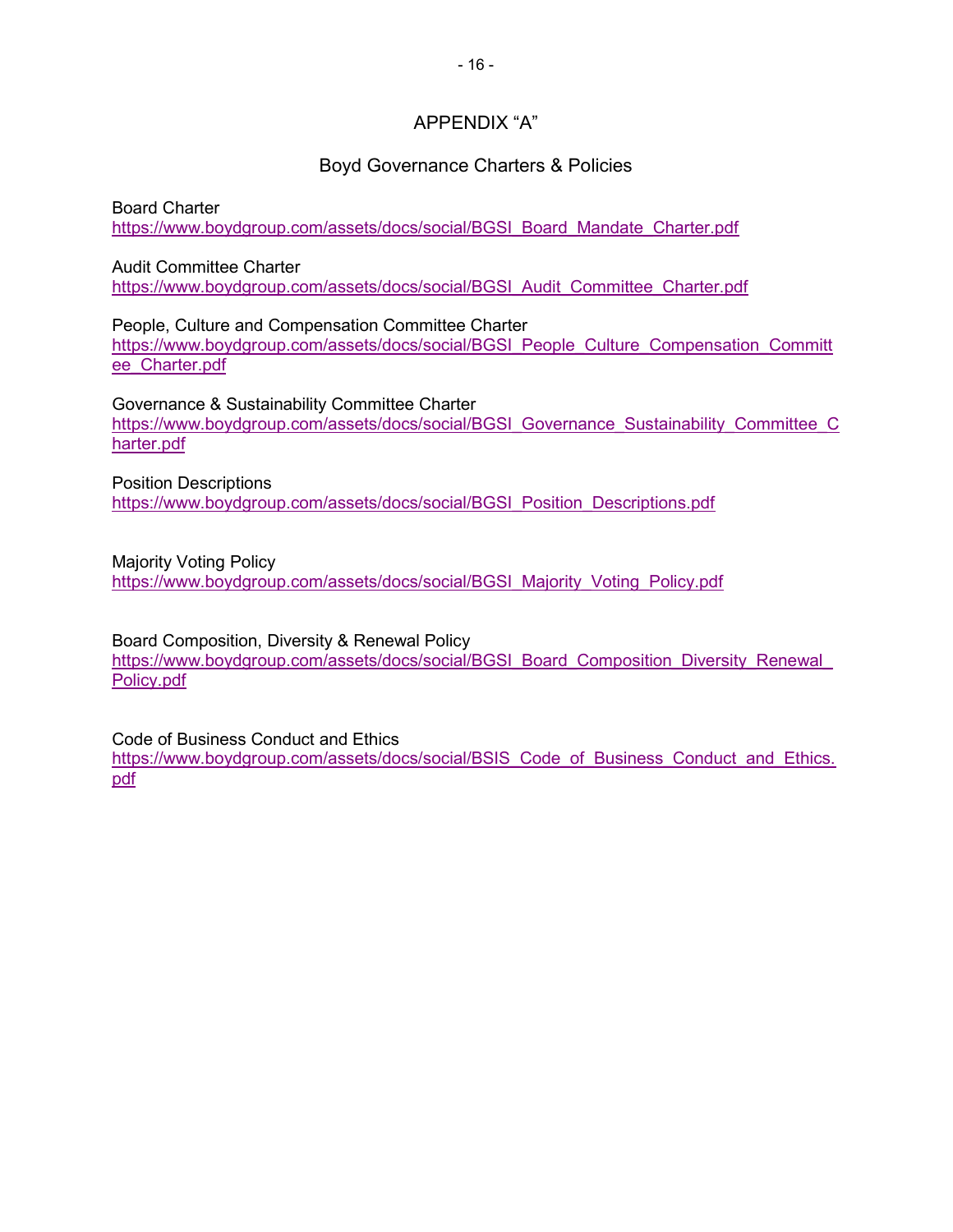# APPENDIX "A"

## Boyd Governance Charters & Policies

Board Charter
https://www.boydgroup.com/assets/docs/social/BGSI_Board_Mandate_Charter.pdf

Audit Committee Charter
https://www.boydgroup.com/assets/docs/social/BGSI_Audit_Committee_Charter.pdf

People, Culture and Compensation Committee Charter
https://www.boydgroup.com/assets/docs/social/BGSI_People_Culture_Compensation_Committee_Charter.pdf

Governance & Sustainability Committee Charter
https://www.boydgroup.com/assets/docs/social/BGSI_Governance_Sustainability_Committee_Charter.pdf

Position Descriptions
https://www.boydgroup.com/assets/docs/social/BGSI_Position_Descriptions.pdf

Majority Voting Policy
https://www.boydgroup.com/assets/docs/social/BGSI_Majority_Voting_Policy.pdf

Board Composition, Diversity & Renewal Policy
https://www.boydgroup.com/assets/docs/social/BGSI_Board_Composition_Diversity_Renewal_Policy.pdf

Code of Business Conduct and Ethics
https://www.boydgroup.com/assets/docs/social/BSIS_Code_of_Business_Conduct_and_Ethics.pdf